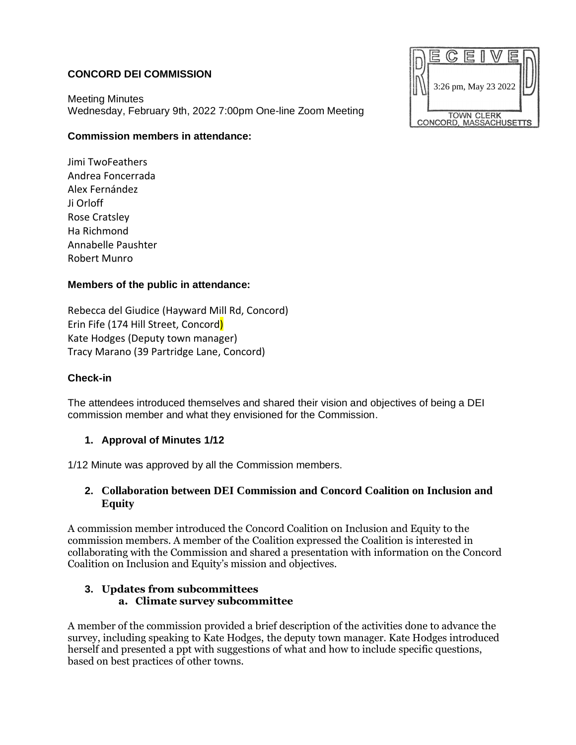RECEIVED
3:26 pm, May 23 2022
TOWN CLERK
CONCORD, MASSACHUSETTS

**CONCORD DEI COMMISSION**

Meeting Minutes
Wednesday, February 9th, 2022 7:00pm One-line Zoom Meeting

**Commission members in attendance:**

Jimi TwoFeathers
Andrea Foncerrada
Alex Fernández
Ji Orloff
Rose Cratsley
Ha Richmond
Annabelle Paushter
Robert Munro

**Members of the public in attendance:**

Rebecca del Giudice (Hayward Mill Rd, Concord)
Erin Fife (174 Hill Street, Concord)
Kate Hodges (Deputy town manager)
Tracy Marano (39 Partridge Lane, Concord)

**Check-in**

The attendees introduced themselves and shared their vision and objectives of being a DEI commission member and what they envisioned for the Commission.

1. **Approval of Minutes 1/12**

1/12 Minute was approved by all the Commission members.

2. **Collaboration between DEI Commission and Concord Coalition on Inclusion and Equity**

A commission member introduced the Concord Coalition on Inclusion and Equity to the commission members. A member of the Coalition expressed the Coalition is interested in collaborating with the Commission and shared a presentation with information on the Concord Coalition on Inclusion and Equity's mission and objectives.

3. **Updates from subcommittees**
   a. **Climate survey subcommittee**

A member of the commission provided a brief description of the activities done to advance the survey, including speaking to Kate Hodges, the deputy town manager. Kate Hodges introduced herself and presented a ppt with suggestions of what and how to include specific questions, based on best practices of other towns.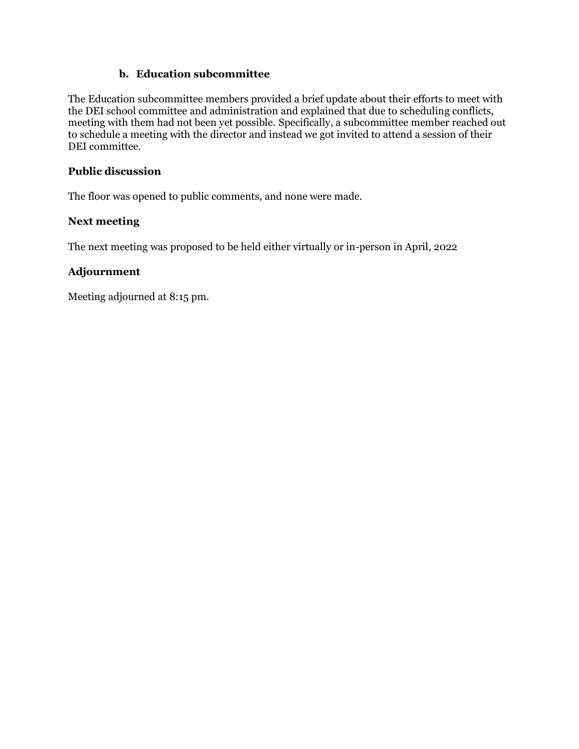### b. Education subcommittee

The Education subcommittee members provided a brief update about their efforts to meet with the DEI school committee and administration and explained that due to scheduling conflicts, meeting with them had not been yet possible. Specifically, a subcommittee member reached out to schedule a meeting with the director and instead we got invited to attend a session of their DEI committee.

## Public discussion

The floor was opened to public comments, and none were made.

## Next meeting

The next meeting was proposed to be held either virtually or in-person in April, 2022

## Adjournment

Meeting adjourned at 8:15 pm.